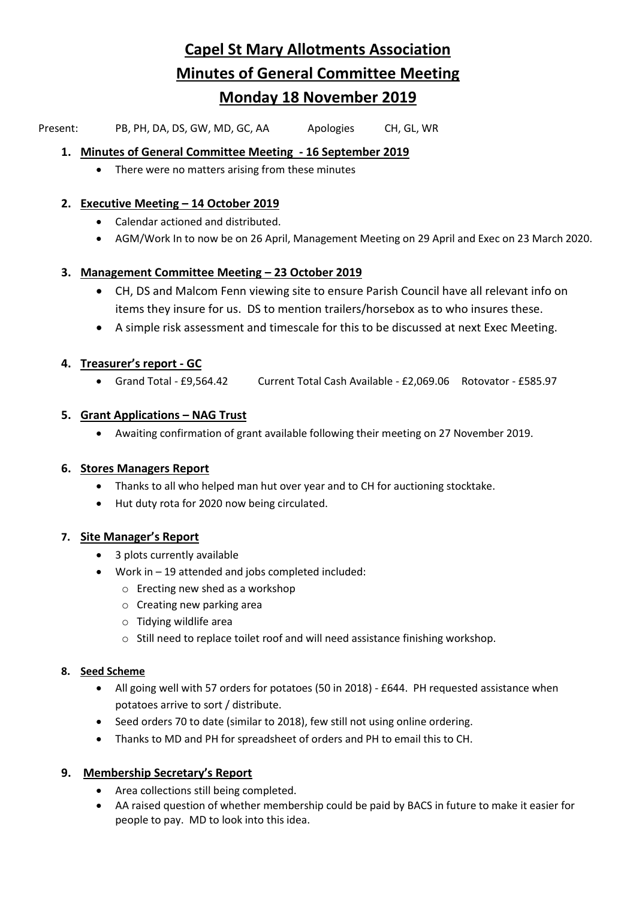# Capel St Mary Allotments Association

# Minutes of General Committee Meeting

# Monday 18 November 2019

Present: PB, PH, DA, DS, GW, MD, GC, AA Apologies CH, GL, WR

1. **Minutes of General Committee Meeting - 16 September 2019**
   - There were no matters arising from these minutes

2. **Executive Meeting – 14 October 2019**
   - Calendar actioned and distributed.
   - AGM/Work In to now be on 26 April, Management Meeting on 29 April and Exec on 23 March 2020.

3. **Management Committee Meeting – 23 October 2019**
   - CH, DS and Malcom Fenn viewing site to ensure Parish Council have all relevant info on items they insure for us. DS to mention trailers/horsebox as to who insures these.
   - A simple risk assessment and timescale for this to be discussed at next Exec Meeting.

4. **Treasurer's report - GC**
   - Grand Total - £9,564.42 Current Total Cash Available - £2,069.06 Rotovator - £585.97

5. **Grant Applications – NAG Trust**
   - Awaiting confirmation of grant available following their meeting on 27 November 2019.

6. **Stores Managers Report**
   - Thanks to all who helped man hut over year and to CH for auctioning stocktake.
   - Hut duty rota for 2020 now being circulated.

7. **Site Manager's Report**
   - 3 plots currently available
   - Work in – 19 attended and jobs completed included:
     - Erecting new shed as a workshop
     - Creating new parking area
     - Tidying wildlife area
     - Still need to replace toilet roof and will need assistance finishing workshop.

8. **Seed Scheme**
   - All going well with 57 orders for potatoes (50 in 2018) - £644. PH requested assistance when potatoes arrive to sort / distribute.
   - Seed orders 70 to date (similar to 2018), few still not using online ordering.
   - Thanks to MD and PH for spreadsheet of orders and PH to email this to CH.

9. **Membership Secretary's Report**
   - Area collections still being completed.
   - AA raised question of whether membership could be paid by BACS in future to make it easier for people to pay. MD to look into this idea.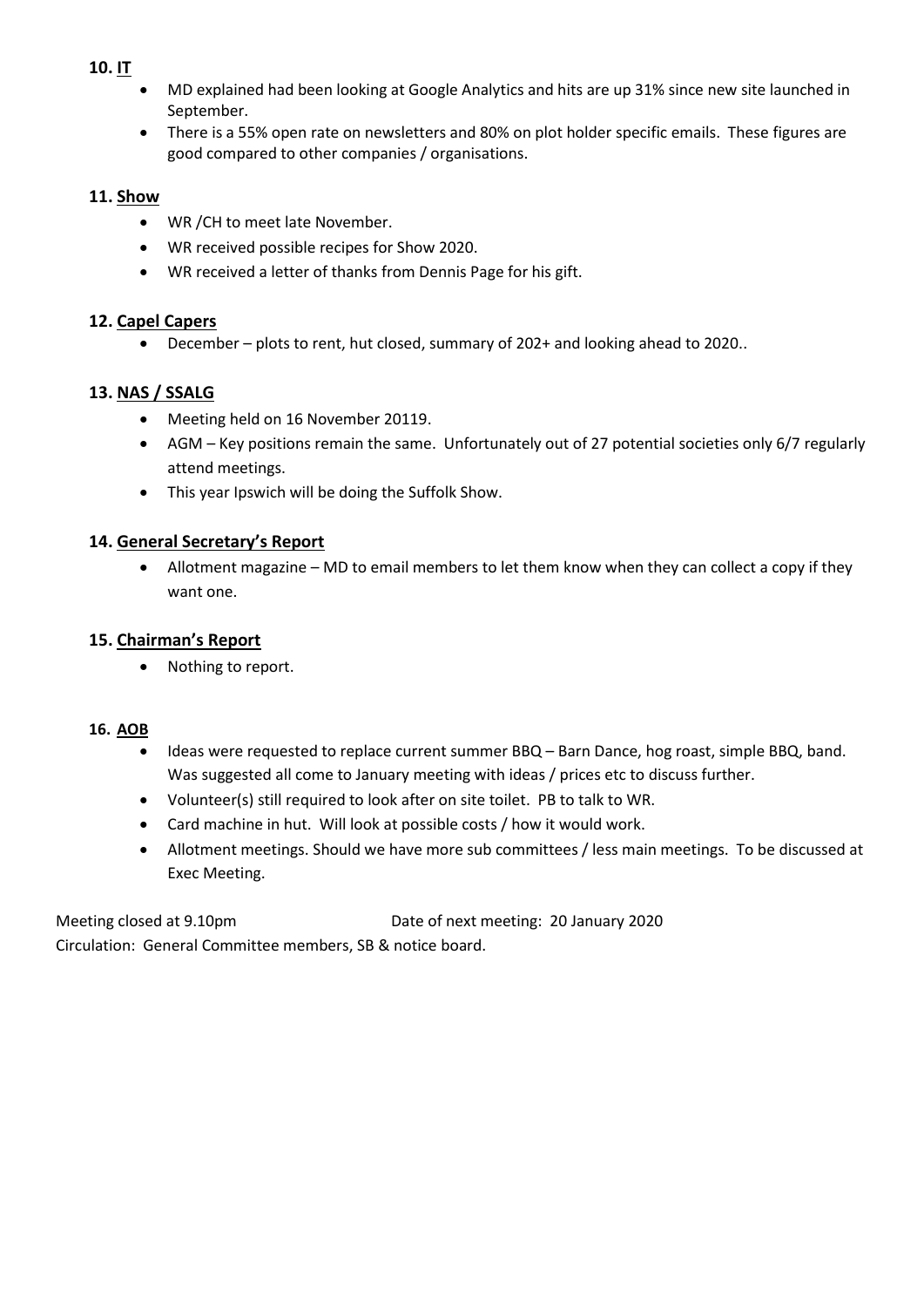**10. IT**

- MD explained had been looking at Google Analytics and hits are up 31% since new site launched in September.
- There is a 55% open rate on newsletters and 80% on plot holder specific emails. These figures are good compared to other companies / organisations.

**11. Show**

- WR /CH to meet late November.
- WR received possible recipes for Show 2020.
- WR received a letter of thanks from Dennis Page for his gift.

**12. Capel Capers**

- December – plots to rent, hut closed, summary of 202+ and looking ahead to 2020..

**13. NAS / SSALG**

- Meeting held on 16 November 20119.
- AGM – Key positions remain the same. Unfortunately out of 27 potential societies only 6/7 regularly attend meetings.
- This year Ipswich will be doing the Suffolk Show.

**14. General Secretary's Report**

- Allotment magazine – MD to email members to let them know when they can collect a copy if they want one.

**15. Chairman's Report**

- Nothing to report.

**16. AOB**

- Ideas were requested to replace current summer BBQ – Barn Dance, hog roast, simple BBQ, band. Was suggested all come to January meeting with ideas / prices etc to discuss further.
- Volunteer(s) still required to look after on site toilet. PB to talk to WR.
- Card machine in hut. Will look at possible costs / how it would work.
- Allotment meetings. Should we have more sub committees / less main meetings. To be discussed at Exec Meeting.

Meeting closed at 9.10pm Date of next meeting: 20 January 2020

Circulation: General Committee members, SB & notice board.